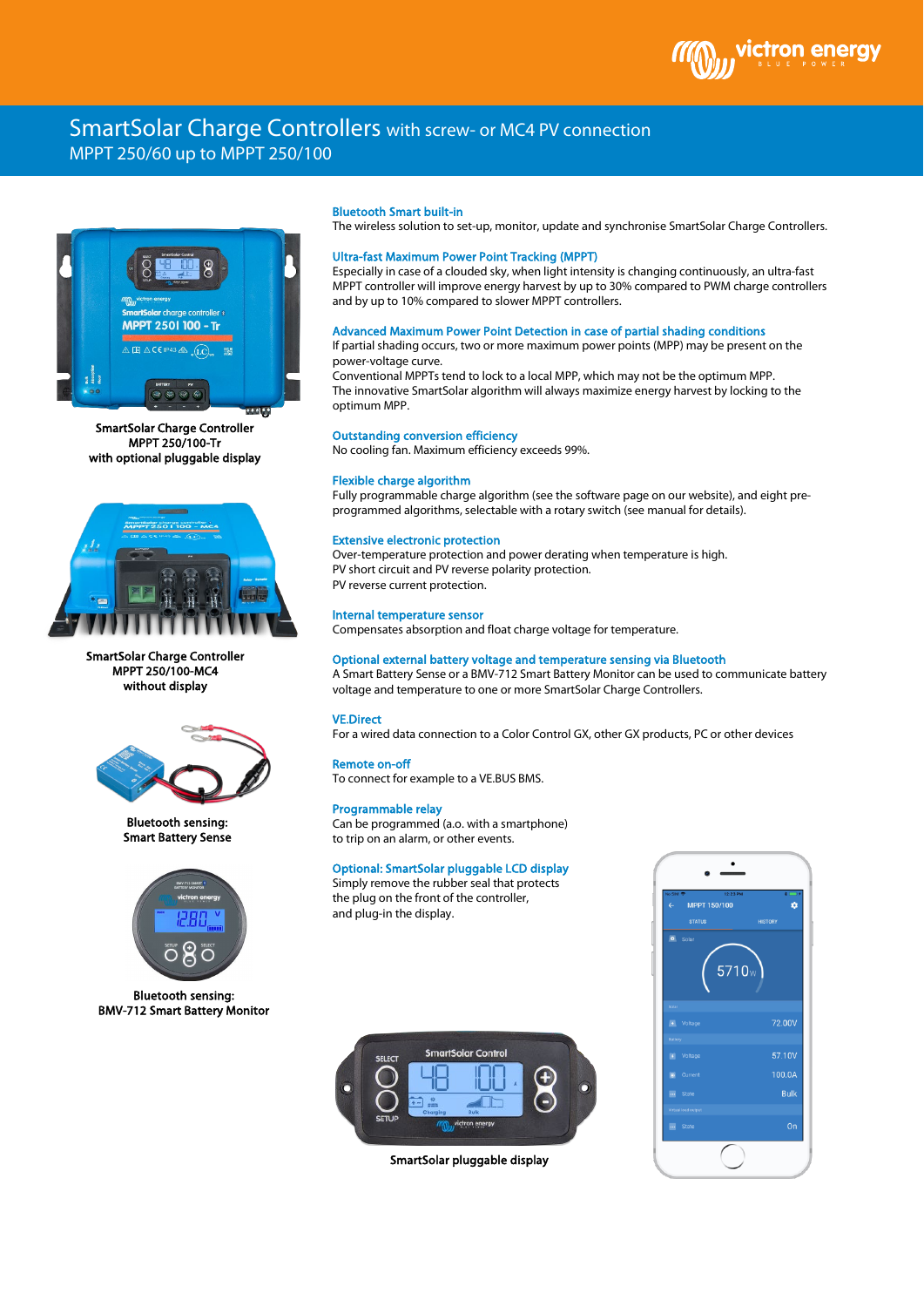# SmartSolar Charge Controllers with screw- or MC4 PV connection

## MPPT 250/60 up to MPPT 250/100

SmartSolar Charge Controller
MPPT 250/100-Tr
with optional pluggable display

SmartSolar Charge Controller
MPPT 250/100-MC4
without display

Bluetooth sensing:
Smart Battery Sense

Bluetooth sensing:
BMV-712 Smart Battery Monitor

### Bluetooth Smart built-in

The wireless solution to set-up, monitor, update and synchronise SmartSolar Charge Controllers.

### Ultra-fast Maximum Power Point Tracking (MPPT)

Especially in case of a clouded sky, when light intensity is changing continuously, an ultra-fast MPPT controller will improve energy harvest by up to 30% compared to PWM charge controllers and by up to 10% compared to slower MPPT controllers.

### Advanced Maximum Power Point Detection in case of partial shading conditions

If partial shading occurs, two or more maximum power points (MPP) may be present on the power-voltage curve.
Conventional MPPTs tend to lock to a local MPP, which may not be the optimum MPP.
The innovative SmartSolar algorithm will always maximize energy harvest by locking to the optimum MPP.

### Outstanding conversion efficiency

No cooling fan. Maximum efficiency exceeds 99%.

### Flexible charge algorithm

Fully programmable charge algorithm (see the software page on our website), and eight pre-programmed algorithms, selectable with a rotary switch (see manual for details).

### Extensive electronic protection

Over-temperature protection and power derating when temperature is high.
PV short circuit and PV reverse polarity protection.
PV reverse current protection.

### Internal temperature sensor

Compensates absorption and float charge voltage for temperature.

### Optional external battery voltage and temperature sensing via Bluetooth

A Smart Battery Sense or a BMV-712 Smart Battery Monitor can be used to communicate battery voltage and temperature to one or more SmartSolar Charge Controllers.

### VE.Direct

For a wired data connection to a Color Control GX, other GX products, PC or other devices

### Remote on-off

To connect for example to a VE.BUS BMS.

### Programmable relay

Can be programmed (a.o. with a smartphone) to trip on an alarm, or other events.

### Optional: SmartSolar pluggable LCD display

Simply remove the rubber seal that protects the plug on the front of the controller, and plug-in the display.

SmartSolar pluggable display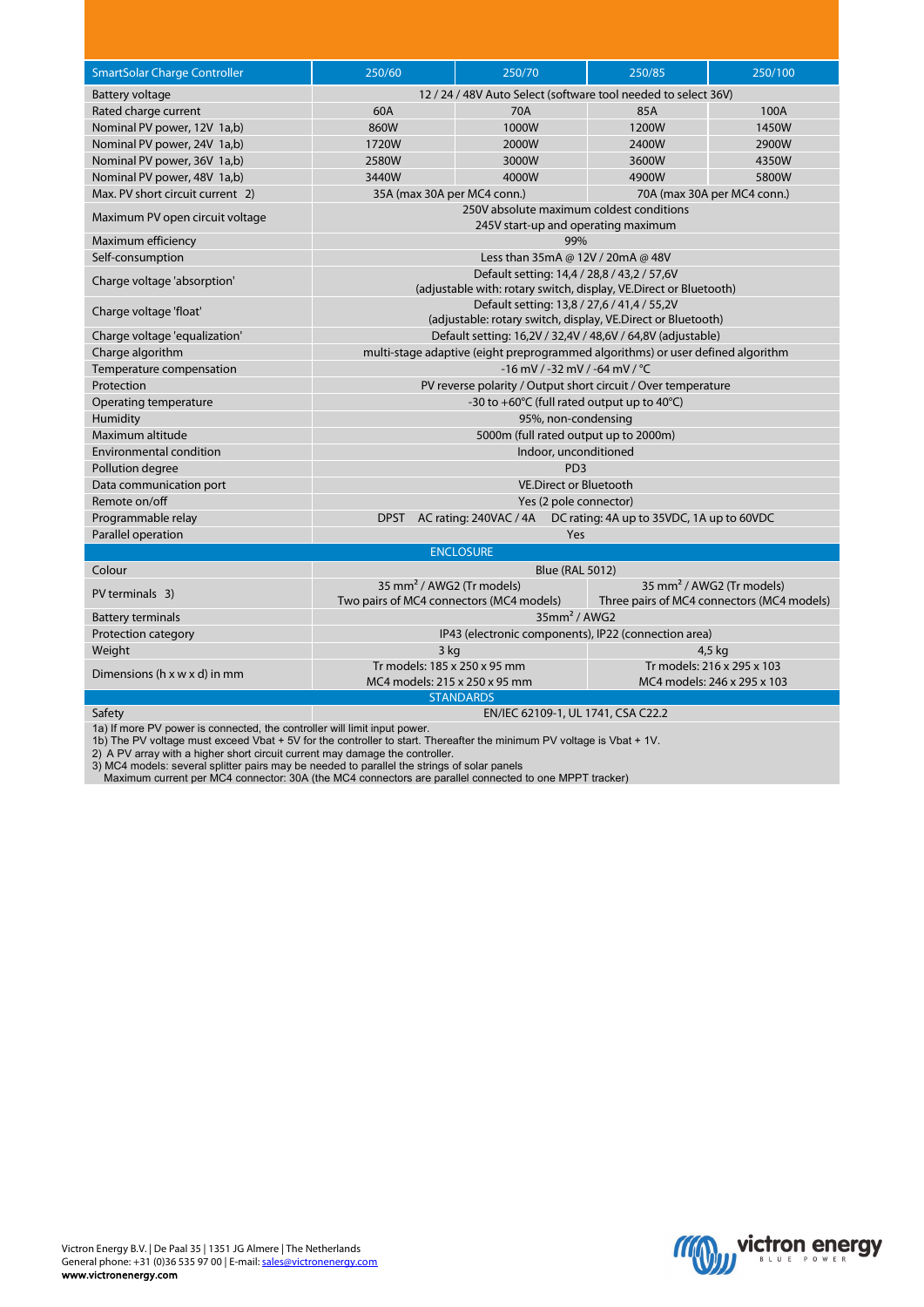| SmartSolar Charge Controller | 250/60 | 250/70 | 250/85 | 250/100 |
|---|---|---|---|---|
| Battery voltage | 12 / 24 / 48V Auto Select (software tool needed to select 36V) | | | |
| Rated charge current | 60A | 70A | 85A | 100A |
| Nominal PV power, 12V 1a,b) | 860W | 1000W | 1200W | 1450W |
| Nominal PV power, 24V 1a,b) | 1720W | 2000W | 2400W | 2900W |
| Nominal PV power, 36V 1a,b) | 2580W | 3000W | 3600W | 4350W |
| Nominal PV power, 48V 1a,b) | 3440W | 4000W | 4900W | 5800W |
| Max. PV short circuit current 2) | 35A (max 30A per MC4 conn.) | | 70A (max 30A per MC4 conn.) | |
| Maximum PV open circuit voltage | 250V absolute maximum coldest conditions<br>245V start-up and operating maximum | | | |
| Maximum efficiency | 99% | | | |
| Self-consumption | Less than 35mA @ 12V / 20mA @ 48V | | | |
| Charge voltage 'absorption' | Default setting: 14,4 / 28,8 / 43,2 / 57,6V<br>(adjustable with: rotary switch, display, VE.Direct or Bluetooth) | | | |
| Charge voltage 'float' | Default setting: 13,8 / 27,6 / 41,4 / 55,2V<br>(adjustable: rotary switch, display, VE.Direct or Bluetooth) | | | |
| Charge voltage 'equalization' | Default setting: 16,2V / 32,4V / 48,6V / 64,8V (adjustable) | | | |
| Charge algorithm | multi-stage adaptive (eight preprogrammed algorithms) or user defined algorithm | | | |
| Temperature compensation | -16 mV / -32 mV / -64 mV / °C | | | |
| Protection | PV reverse polarity / Output short circuit / Over temperature | | | |
| Operating temperature | -30 to +60°C (full rated output up to 40°C) | | | |
| Humidity | 95%, non-condensing | | | |
| Maximum altitude | 5000m (full rated output up to 2000m) | | | |
| Environmental condition | Indoor, unconditioned | | | |
| Pollution degree | PD3 | | | |
| Data communication port | VE.Direct or Bluetooth | | | |
| Remote on/off | Yes (2 pole connector) | | | |
| Programmable relay | DPST AC rating: 240VAC / 4A DC rating: 4A up to 35VDC, 1A up to 60VDC | | | |
| Parallel operation | Yes | | | |
| **ENCLOSURE** | | | | |
| Colour | Blue (RAL 5012) | | | |
| PV terminals 3) | 35 mm² / AWG2 (Tr models)<br>Two pairs of MC4 connectors (MC4 models) | | 35 mm² / AWG2 (Tr models)<br>Three pairs of MC4 connectors (MC4 models) | |
| Battery terminals | 35mm² / AWG2 | | | |
| Protection category | IP43 (electronic components), IP22 (connection area) | | | |
| Weight | 3 kg | | 4,5 kg | |
| Dimensions (h x w x d) in mm | Tr models: 185 x 250 x 95 mm<br>MC4 models: 215 x 250 x 95 mm | | Tr models: 216 x 295 x 103<br>MC4 models: 246 x 295 x 103 | |
| **STANDARDS** | | | | |
| Safety | EN/IEC 62109-1, UL 1741, CSA C22.2 | | | |

1a) If more PV power is connected, the controller will limit input power.
1b) The PV voltage must exceed Vbat + 5V for the controller to start. Thereafter the minimum PV voltage is Vbat + 1V.
2) A PV array with a higher short circuit current may damage the controller.
3) MC4 models: several splitter pairs may be needed to parallel the strings of solar panels
Maximum current per MC4 connector: 30A (the MC4 connectors are parallel connected to one MPPT tracker)

Victron Energy B.V. | De Paal 35 | 1351 JG Almere | The Netherlands
General phone: +31 (0)36 535 97 00 | E-mail: sales@victronenergy.com
**www.victronenergy.com**

victron energy
BLUE POWER